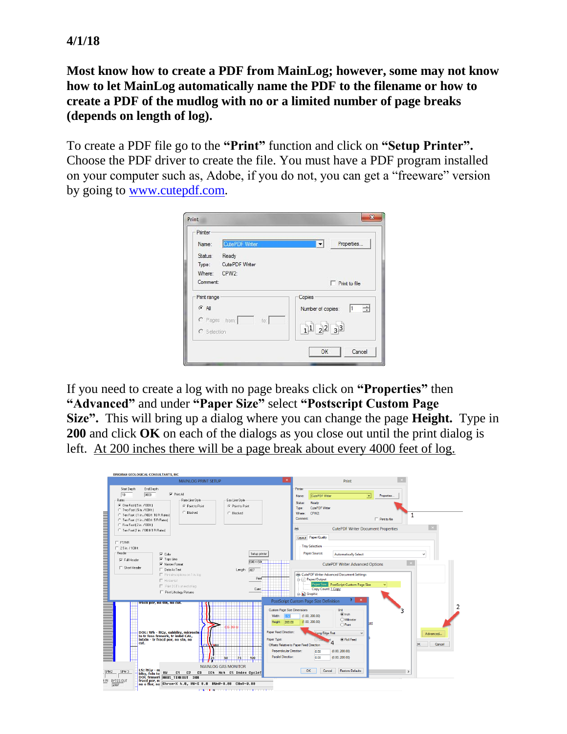**4/1/18**

**Most know how to create a PDF from MainLog; however, some may not know how to let MainLog automatically name the PDF to the filename or how to create a PDF of the mudlog with no or a limited number of page breaks (depends on length of log).**

To create a PDF file go to the **"Print"** function and click on **"Setup Printer".** Choose the PDF driver to create the file. You must have a PDF program installed on your computer such as, Adobe, if you do not, you can get a "freeware" version by going to www.cutepdf.com.

If you need to create a log with no page breaks click on **"Properties"** then **"Advanced"** and under **"Paper Size"** select **"Postscript Custom Page Size".** This will bring up a dialog where you can change the page **Height.** Type in **200** and click **OK** on each of the dialogs as you close out until the print dialog is left. At 200 inches there will be a page break about every 4000 feet of log.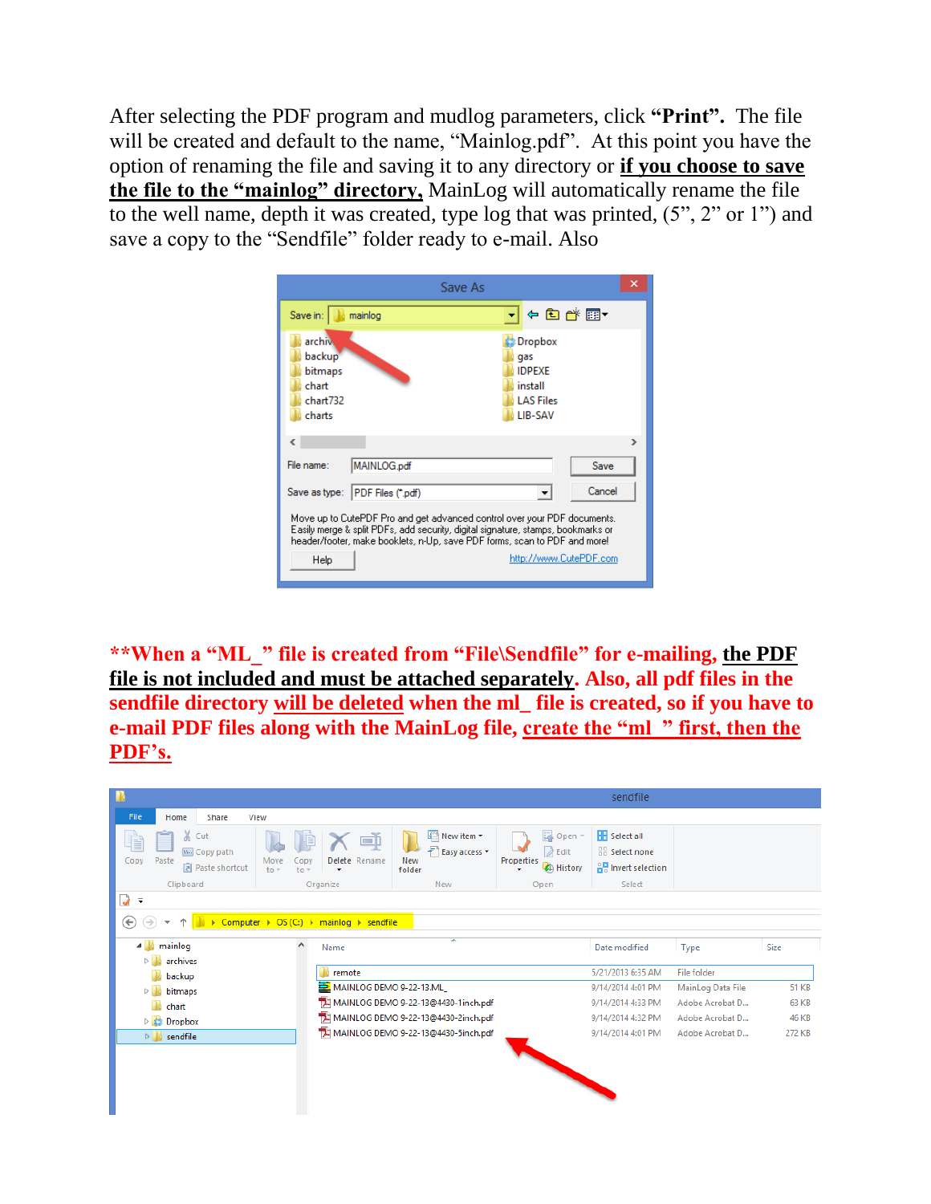After selecting the PDF program and mudlog parameters, click **"Print".** The file will be created and default to the name, "Mainlog.pdf". At this point you have the option of renaming the file and saving it to any directory or **if you choose to save the file to the "mainlog" directory,** MainLog will automatically rename the file to the well name, depth it was created, type log that was printed, (5", 2" or 1") and save a copy to the "Sendfile" folder ready to e-mail. Also

**\*\*When a "ML_" file is created from "File\Sendfile" for e-mailing, the PDF file is not included and must be attached separately. Also, all pdf files in the sendfile directory will be deleted when the ml_ file is created, so if you have to e-mail PDF files along with the MainLog file, create the "ml_" first, then the PDF's.**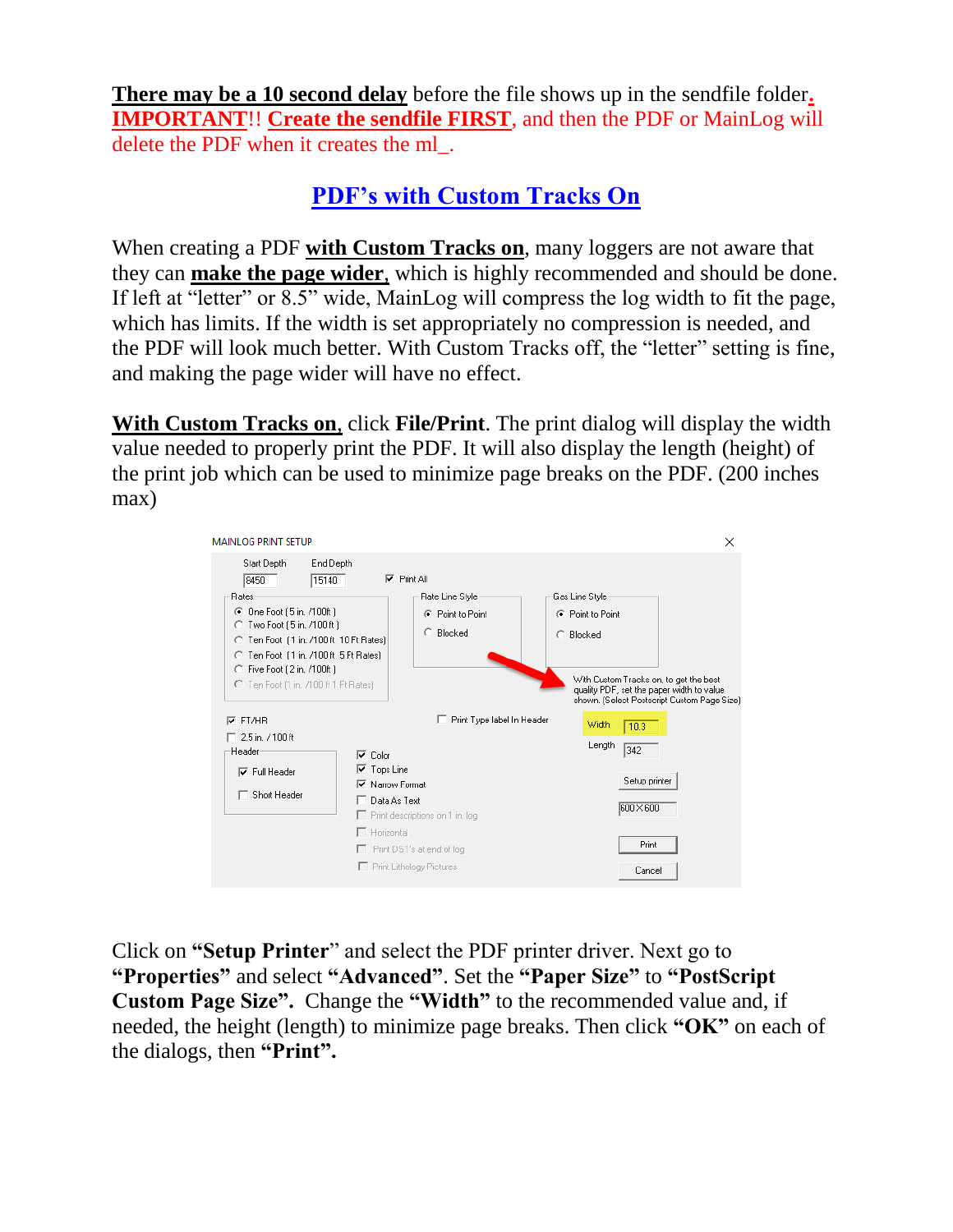**There may be a 10 second delay** before the file shows up in the sendfile folder. **IMPORTANT**!! **Create the sendfile FIRST**, and then the PDF or MainLog will delete the PDF when it creates the ml_.

## PDF's with Custom Tracks On

When creating a PDF **with Custom Tracks on**, many loggers are not aware that they can **make the page wider**, which is highly recommended and should be done. If left at "letter" or 8.5" wide, MainLog will compress the log width to fit the page, which has limits. If the width is set appropriately no compression is needed, and the PDF will look much better. With Custom Tracks off, the "letter" setting is fine, and making the page wider will have no effect.

**With Custom Tracks on**, click **File/Print**. The print dialog will display the width value needed to properly print the PDF. It will also display the length (height) of the print job which can be used to minimize page breaks on the PDF. (200 inches max)

Click on **"Setup Printer"** and select the PDF printer driver. Next go to **"Properties"** and select **"Advanced"**. Set the **"Paper Size"** to **"PostScript Custom Page Size"**. Change the **"Width"** to the recommended value and, if needed, the height (length) to minimize page breaks. Then click **"OK"** on each of the dialogs, then **"Print"**.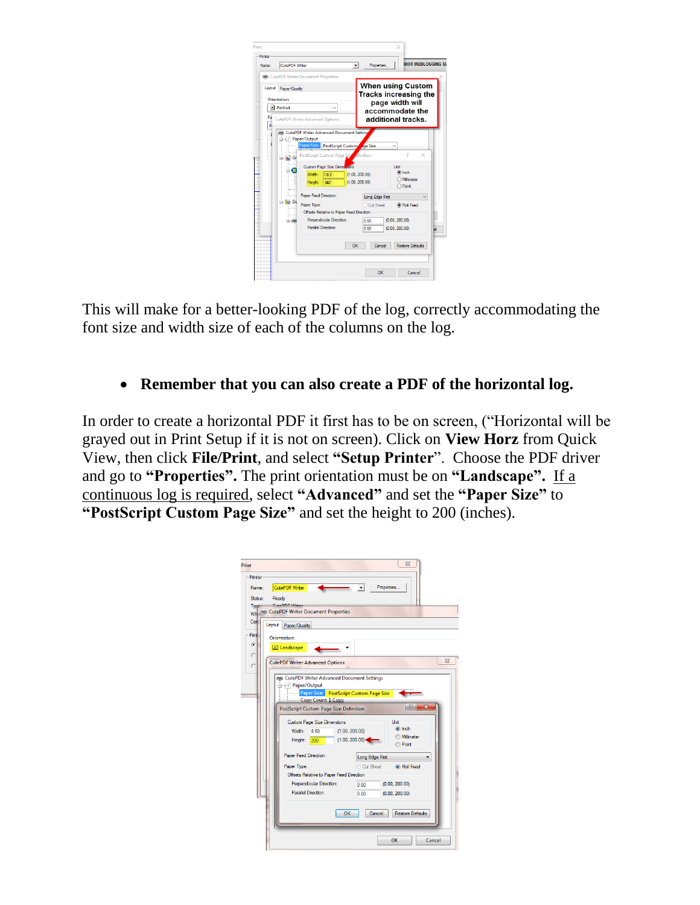This will make for a better-looking PDF of the log, correctly accommodating the font size and width size of each of the columns on the log.

- **Remember that you can also create a PDF of the horizontal log.**

In order to create a horizontal PDF it first has to be on screen, ("Horizontal will be grayed out in Print Setup if it is not on screen). Click on **View Horz** from Quick View, then click **File/Print**, and select **"Setup Printer"**. Choose the PDF driver and go to **"Properties".** The print orientation must be on **"Landscape".** If a continuous log is required, select **"Advanced"** and set the **"Paper Size"** to **"PostScript Custom Page Size"** and set the height to 200 (inches).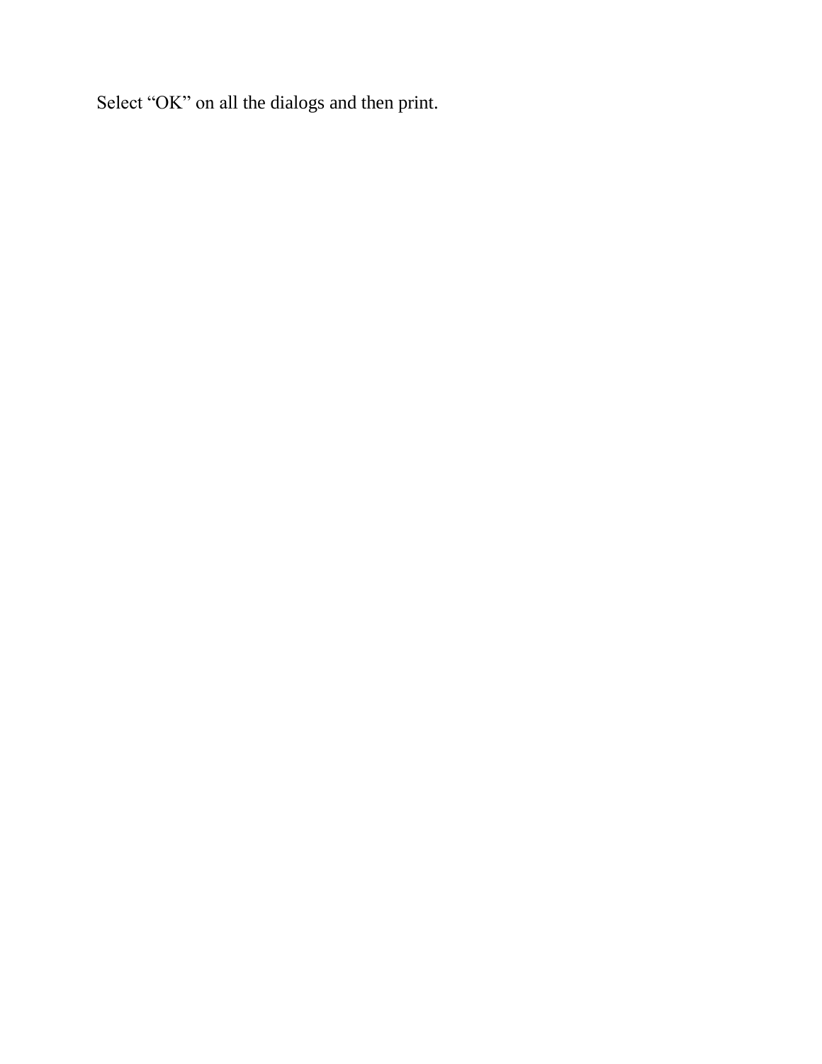Select “OK” on all the dialogs and then print.